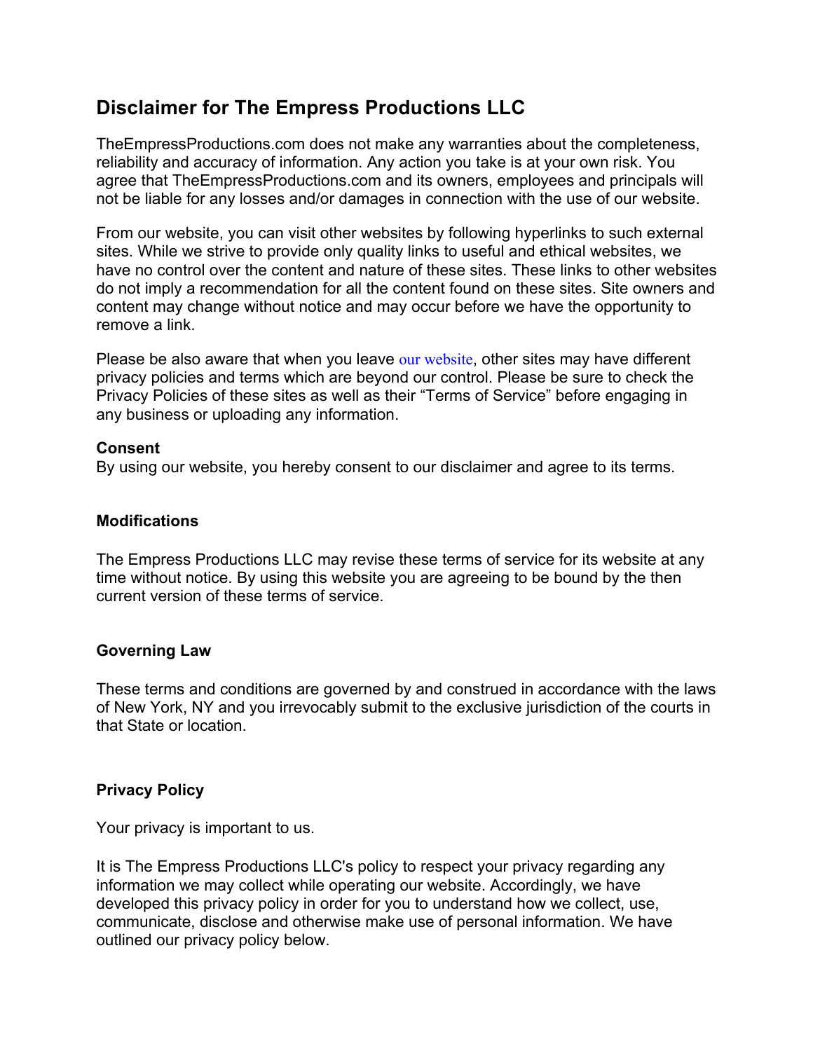# Disclaimer for The Empress Productions LLC

TheEmpressProductions.com does not make any warranties about the completeness, reliability and accuracy of information. Any action you take is at your own risk. You agree that TheEmpressProductions.com and its owners, employees and principals will not be liable for any losses and/or damages in connection with the use of our website.

From our website, you can visit other websites by following hyperlinks to such external sites. While we strive to provide only quality links to useful and ethical websites, we have no control over the content and nature of these sites. These links to other websites do not imply a recommendation for all the content found on these sites. Site owners and content may change without notice and may occur before we have the opportunity to remove a link.

Please be also aware that when you leave our website, other sites may have different privacy policies and terms which are beyond our control. Please be sure to check the Privacy Policies of these sites as well as their "Terms of Service" before engaging in any business or uploading any information.

**Consent**
By using our website, you hereby consent to our disclaimer and agree to its terms.

**Modifications**

The Empress Productions LLC may revise these terms of service for its website at any time without notice. By using this website you are agreeing to be bound by the then current version of these terms of service.

**Governing Law**

These terms and conditions are governed by and construed in accordance with the laws of New York, NY and you irrevocably submit to the exclusive jurisdiction of the courts in that State or location.

**Privacy Policy**

Your privacy is important to us.

It is The Empress Productions LLC's policy to respect your privacy regarding any information we may collect while operating our website. Accordingly, we have developed this privacy policy in order for you to understand how we collect, use, communicate, disclose and otherwise make use of personal information. We have outlined our privacy policy below.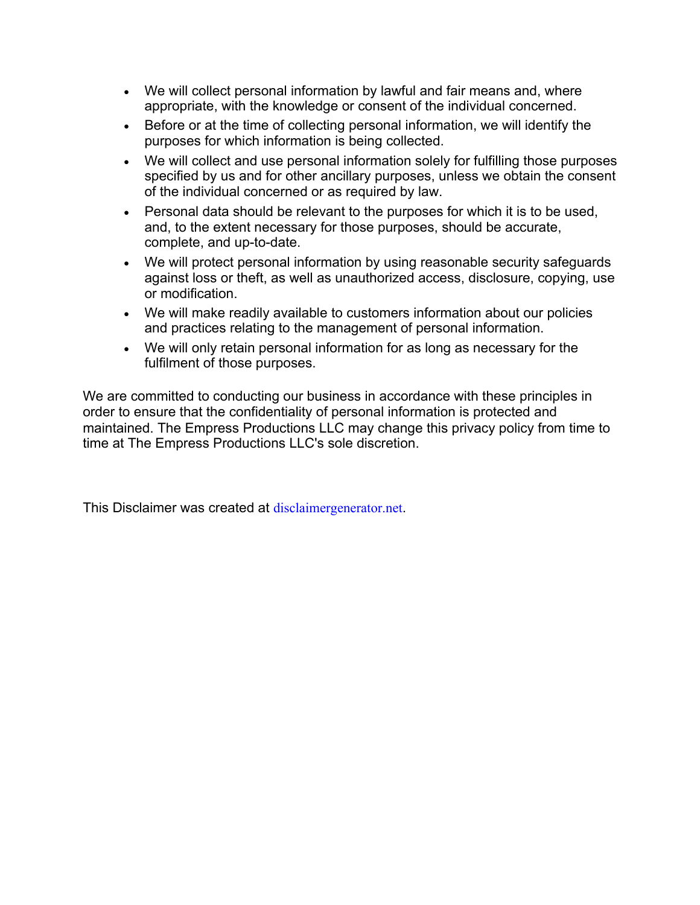- We will collect personal information by lawful and fair means and, where appropriate, with the knowledge or consent of the individual concerned.
- Before or at the time of collecting personal information, we will identify the purposes for which information is being collected.
- We will collect and use personal information solely for fulfilling those purposes specified by us and for other ancillary purposes, unless we obtain the consent of the individual concerned or as required by law.
- Personal data should be relevant to the purposes for which it is to be used, and, to the extent necessary for those purposes, should be accurate, complete, and up-to-date.
- We will protect personal information by using reasonable security safeguards against loss or theft, as well as unauthorized access, disclosure, copying, use or modification.
- We will make readily available to customers information about our policies and practices relating to the management of personal information.
- We will only retain personal information for as long as necessary for the fulfilment of those purposes.

We are committed to conducting our business in accordance with these principles in order to ensure that the confidentiality of personal information is protected and maintained. The Empress Productions LLC may change this privacy policy from time to time at The Empress Productions LLC's sole discretion.

This Disclaimer was created at disclaimergenerator.net.